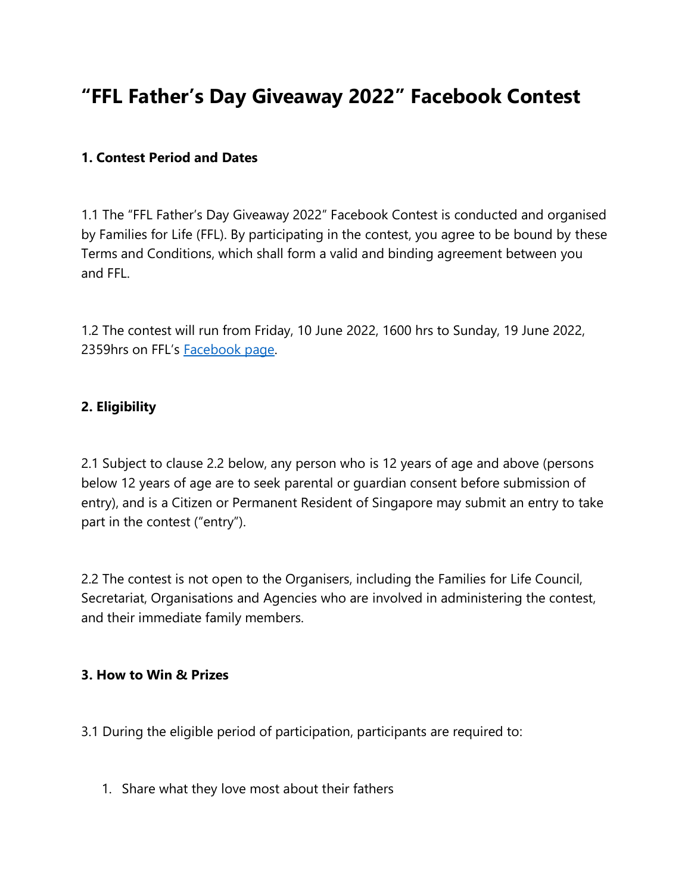# "FFL Father's Day Giveaway 2022" Facebook Contest

**1. Contest Period and Dates**

1.1 The "FFL Father's Day Giveaway 2022" Facebook Contest is conducted and organised by Families for Life (FFL). By participating in the contest, you agree to be bound by these Terms and Conditions, which shall form a valid and binding agreement between you and FFL.

1.2 The contest will run from Friday, 10 June 2022, 1600 hrs to Sunday, 19 June 2022, 2359hrs on FFL's [Facebook page](Facebook page).

**2. Eligibility**

2.1 Subject to clause 2.2 below, any person who is 12 years of age and above (persons below 12 years of age are to seek parental or guardian consent before submission of entry), and is a Citizen or Permanent Resident of Singapore may submit an entry to take part in the contest ("entry").

2.2 The contest is not open to the Organisers, including the Families for Life Council, Secretariat, Organisations and Agencies who are involved in administering the contest, and their immediate family members.

**3. How to Win & Prizes**

3.1 During the eligible period of participation, participants are required to:

1. Share what they love most about their fathers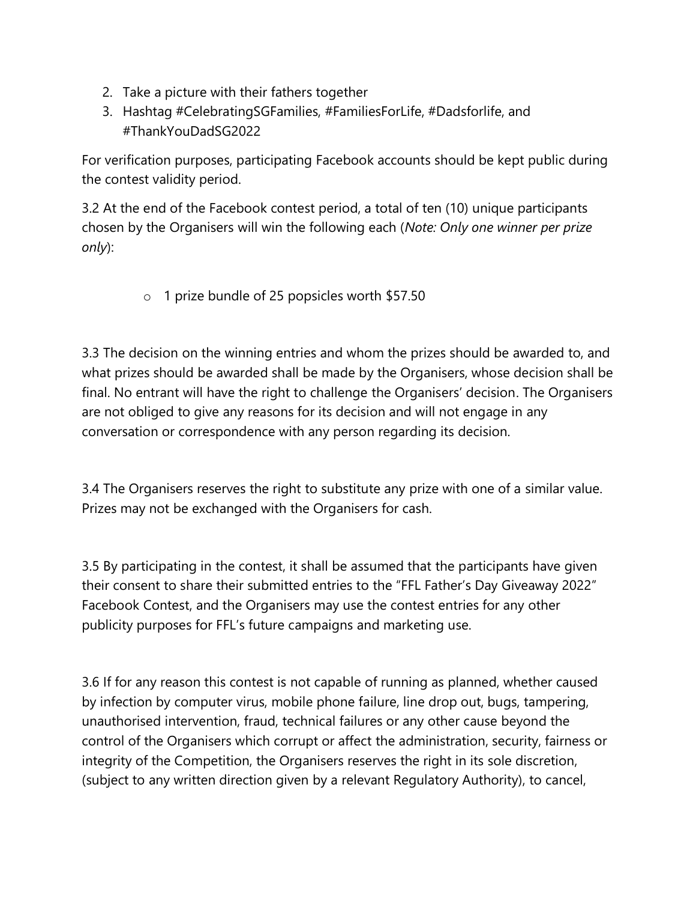2. Take a picture with their fathers together
3. Hashtag #CelebratingSGFamilies, #FamiliesForLife, #Dadsforlife, and #ThankYouDadSG2022

For verification purposes, participating Facebook accounts should be kept public during the contest validity period.

3.2 At the end of the Facebook contest period, a total of ten (10) unique participants chosen by the Organisers will win the following each (*Note: Only one winner per prize only*):

- 1 prize bundle of 25 popsicles worth $57.50

3.3 The decision on the winning entries and whom the prizes should be awarded to, and what prizes should be awarded shall be made by the Organisers, whose decision shall be final. No entrant will have the right to challenge the Organisers' decision. The Organisers are not obliged to give any reasons for its decision and will not engage in any conversation or correspondence with any person regarding its decision.

3.4 The Organisers reserves the right to substitute any prize with one of a similar value. Prizes may not be exchanged with the Organisers for cash.

3.5 By participating in the contest, it shall be assumed that the participants have given their consent to share their submitted entries to the "FFL Father's Day Giveaway 2022" Facebook Contest, and the Organisers may use the contest entries for any other publicity purposes for FFL's future campaigns and marketing use.

3.6 If for any reason this contest is not capable of running as planned, whether caused by infection by computer virus, mobile phone failure, line drop out, bugs, tampering, unauthorised intervention, fraud, technical failures or any other cause beyond the control of the Organisers which corrupt or affect the administration, security, fairness or integrity of the Competition, the Organisers reserves the right in its sole discretion, (subject to any written direction given by a relevant Regulatory Authority), to cancel,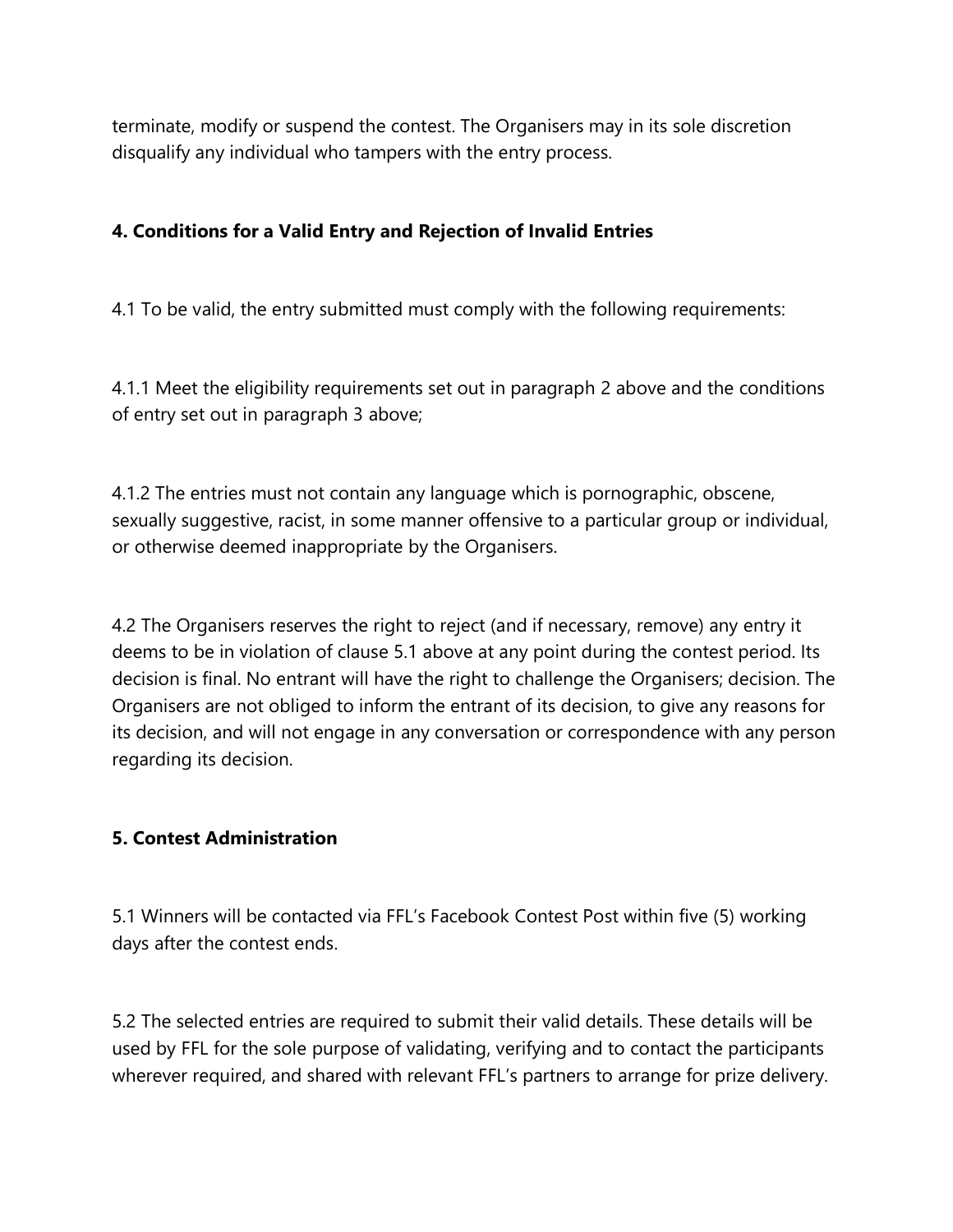terminate, modify or suspend the contest. The Organisers may in its sole discretion disqualify any individual who tampers with the entry process.

**4. Conditions for a Valid Entry and Rejection of Invalid Entries**

4.1 To be valid, the entry submitted must comply with the following requirements:

4.1.1 Meet the eligibility requirements set out in paragraph 2 above and the conditions of entry set out in paragraph 3 above;

4.1.2 The entries must not contain any language which is pornographic, obscene, sexually suggestive, racist, in some manner offensive to a particular group or individual, or otherwise deemed inappropriate by the Organisers.

4.2 The Organisers reserves the right to reject (and if necessary, remove) any entry it deems to be in violation of clause 5.1 above at any point during the contest period. Its decision is final. No entrant will have the right to challenge the Organisers; decision. The Organisers are not obliged to inform the entrant of its decision, to give any reasons for its decision, and will not engage in any conversation or correspondence with any person regarding its decision.

**5. Contest Administration**

5.1 Winners will be contacted via FFL's Facebook Contest Post within five (5) working days after the contest ends.

5.2 The selected entries are required to submit their valid details. These details will be used by FFL for the sole purpose of validating, verifying and to contact the participants wherever required, and shared with relevant FFL's partners to arrange for prize delivery.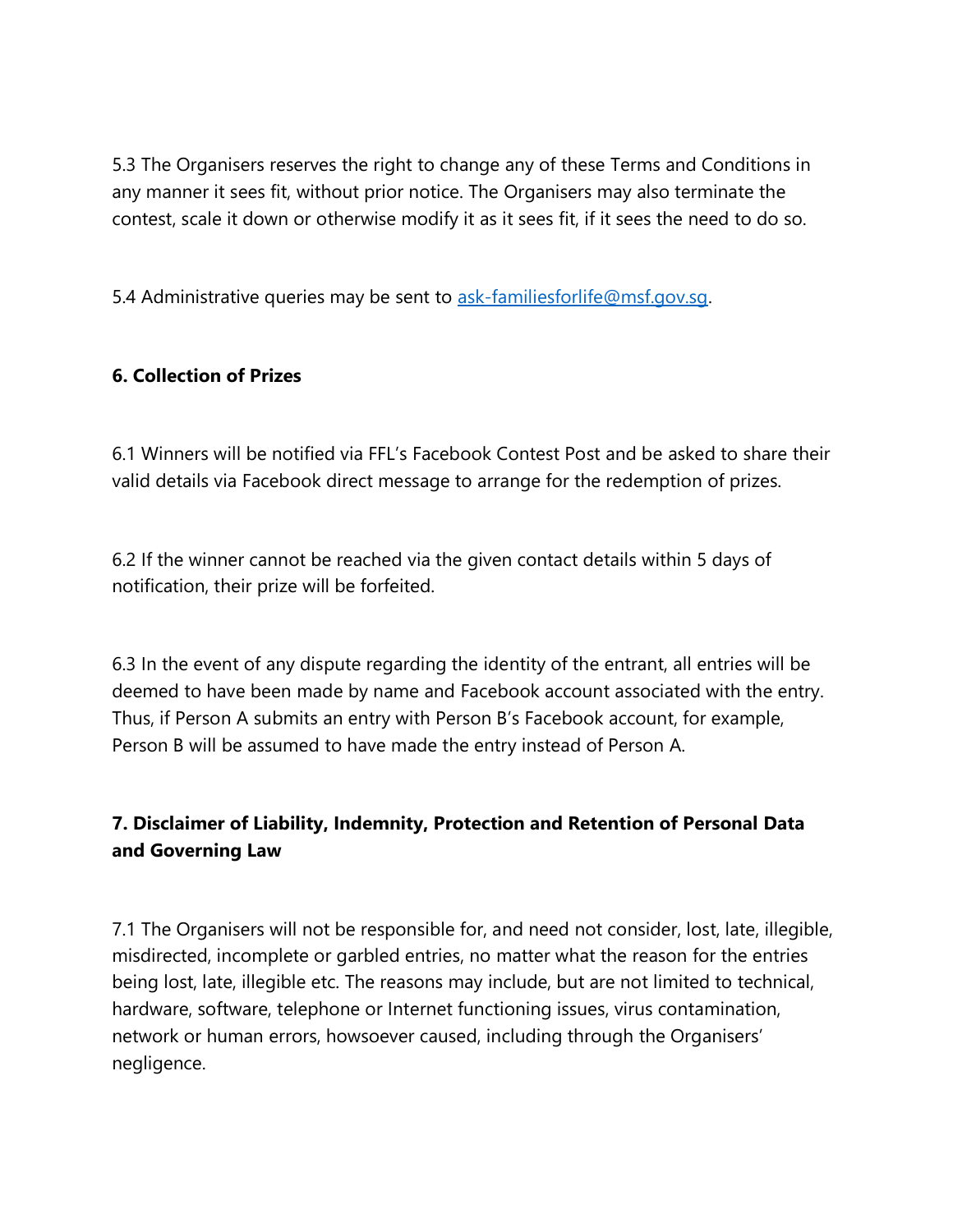5.3 The Organisers reserves the right to change any of these Terms and Conditions in any manner it sees fit, without prior notice. The Organisers may also terminate the contest, scale it down or otherwise modify it as it sees fit, if it sees the need to do so.

5.4 Administrative queries may be sent to [ask-familiesforlife@msf.gov.sg](mailto:ask-familiesforlife@msf.gov.sg).

**6. Collection of Prizes**

6.1 Winners will be notified via FFL's Facebook Contest Post and be asked to share their valid details via Facebook direct message to arrange for the redemption of prizes.

6.2 If the winner cannot be reached via the given contact details within 5 days of notification, their prize will be forfeited.

6.3 In the event of any dispute regarding the identity of the entrant, all entries will be deemed to have been made by name and Facebook account associated with the entry. Thus, if Person A submits an entry with Person B's Facebook account, for example, Person B will be assumed to have made the entry instead of Person A.

**7. Disclaimer of Liability, Indemnity, Protection and Retention of Personal Data and Governing Law**

7.1 The Organisers will not be responsible for, and need not consider, lost, late, illegible, misdirected, incomplete or garbled entries, no matter what the reason for the entries being lost, late, illegible etc. The reasons may include, but are not limited to technical, hardware, software, telephone or Internet functioning issues, virus contamination, network or human errors, howsoever caused, including through the Organisers' negligence.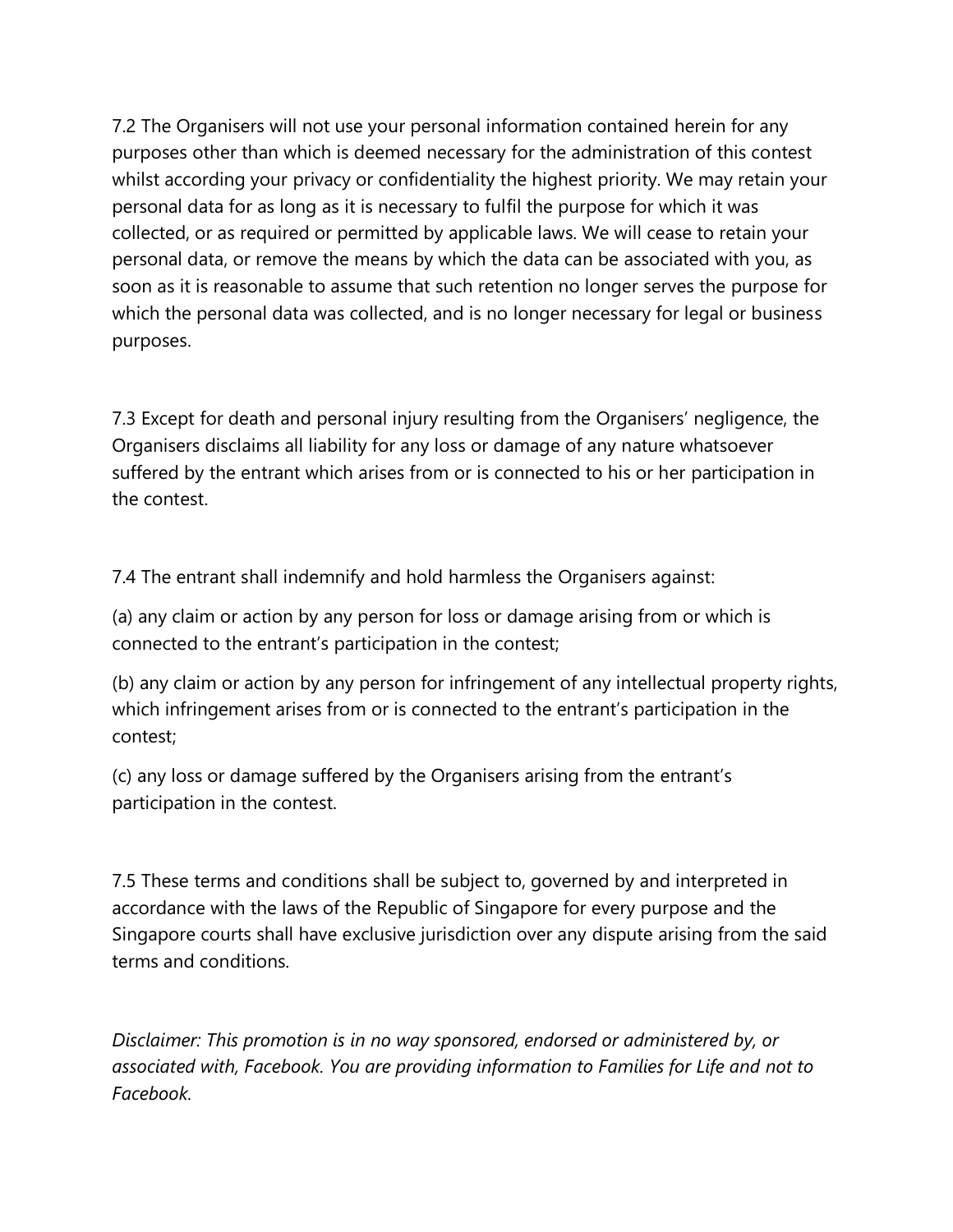7.2 The Organisers will not use your personal information contained herein for any purposes other than which is deemed necessary for the administration of this contest whilst according your privacy or confidentiality the highest priority. We may retain your personal data for as long as it is necessary to fulfil the purpose for which it was collected, or as required or permitted by applicable laws. We will cease to retain your personal data, or remove the means by which the data can be associated with you, as soon as it is reasonable to assume that such retention no longer serves the purpose for which the personal data was collected, and is no longer necessary for legal or business purposes.

7.3 Except for death and personal injury resulting from the Organisers' negligence, the Organisers disclaims all liability for any loss or damage of any nature whatsoever suffered by the entrant which arises from or is connected to his or her participation in the contest.

7.4 The entrant shall indemnify and hold harmless the Organisers against:

(a) any claim or action by any person for loss or damage arising from or which is connected to the entrant's participation in the contest;

(b) any claim or action by any person for infringement of any intellectual property rights, which infringement arises from or is connected to the entrant's participation in the contest;

(c) any loss or damage suffered by the Organisers arising from the entrant's participation in the contest.

7.5 These terms and conditions shall be subject to, governed by and interpreted in accordance with the laws of the Republic of Singapore for every purpose and the Singapore courts shall have exclusive jurisdiction over any dispute arising from the said terms and conditions.

*Disclaimer: This promotion is in no way sponsored, endorsed or administered by, or associated with, Facebook. You are providing information to Families for Life and not to Facebook.*